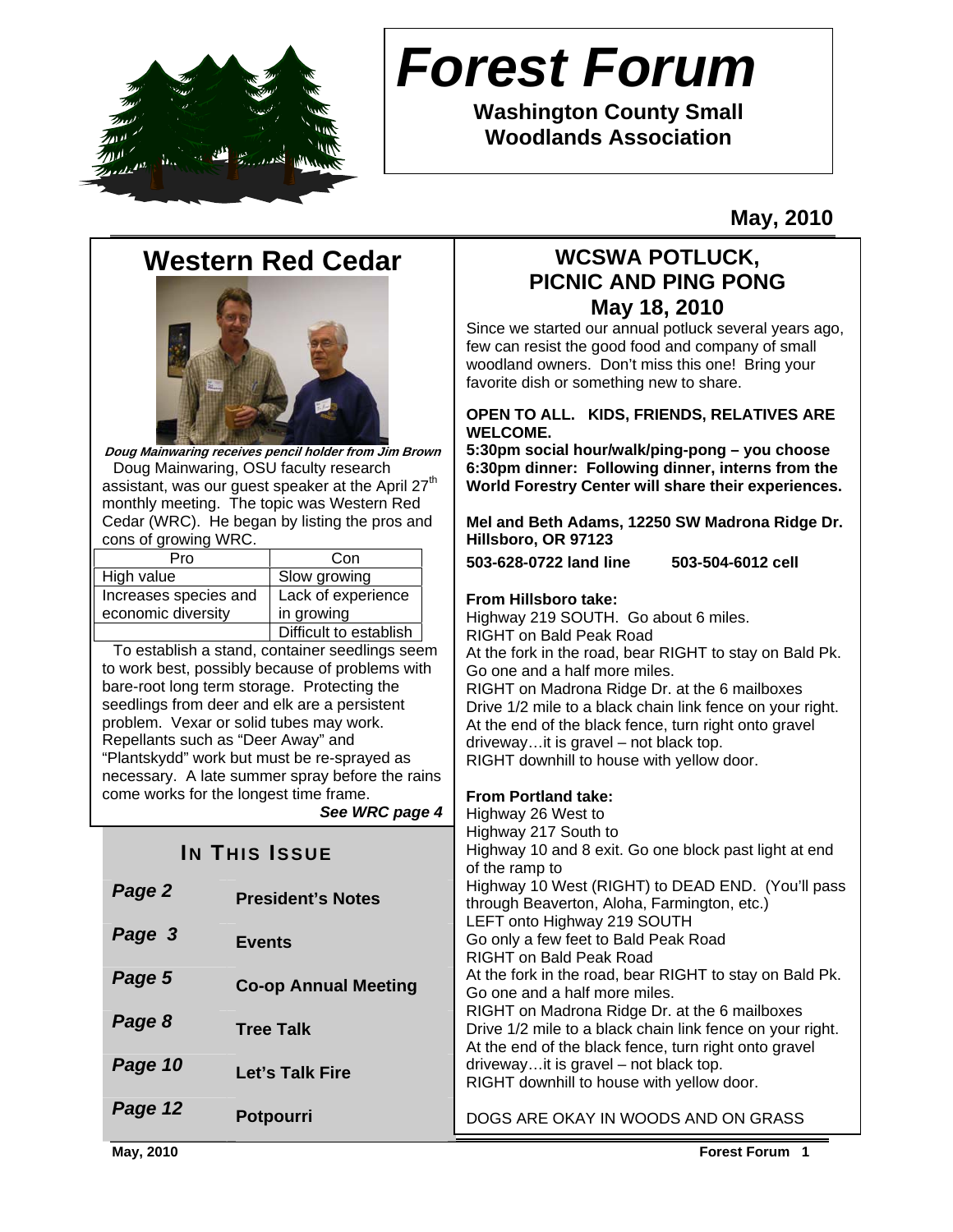# Forest Forum

**Washington County Small Woodlands Association**

**May, 2010**

## Western Red Cedar

***Doug Mainwaring receives pencil holder from Jim Brown***

Doug Mainwaring, OSU faculty research assistant, was our guest speaker at the April 27th monthly meeting. The topic was Western Red Cedar (WRC). He began by listing the pros and cons of growing WRC.

| Pro | Con |
|---|---|
| High value | Slow growing |
| Increases species and economic diversity | Lack of experience in growing |
| | Difficult to establish |

To establish a stand, container seedlings seem to work best, possibly because of problems with bare-root long term storage. Protecting the seedlings from deer and elk are a persistent problem. Vexar or solid tubes may work. Repellants such as "Deer Away" and "Plantskydd" work but must be re-sprayed as necessary. A late summer spray before the rains come works for the longest time frame.

***See WRC page 4***

### In This Issue

| | |
|---|---|
| *Page 2* | **President's Notes** |
| *Page 3* | **Events** |
| *Page 5* | **Co-op Annual Meeting** |
| *Page 8* | **Tree Talk** |
| *Page 10* | **Let's Talk Fire** |
| *Page 12* | **Potpourri** |

## WCSWA POTLUCK, PICNIC AND PING PONG
## May 18, 2010

Since we started our annual potluck several years ago, few can resist the good food and company of small woodland owners. Don't miss this one! Bring your favorite dish or something new to share.

**OPEN TO ALL. KIDS, FRIENDS, RELATIVES ARE WELCOME.**
**5:30pm social hour/walk/ping-pong – you choose**
**6:30pm dinner: Following dinner, interns from the World Forestry Center will share their experiences.**

**Mel and Beth Adams, 12250 SW Madrona Ridge Dr. Hillsboro, OR 97123**

**503-628-0722 land line    503-504-6012 cell**

**From Hillsboro take:**
Highway 219 SOUTH. Go about 6 miles.
RIGHT on Bald Peak Road
At the fork in the road, bear RIGHT to stay on Bald Pk. Go one and a half more miles.
RIGHT on Madrona Ridge Dr. at the 6 mailboxes
Drive 1/2 mile to a black chain link fence on your right. At the end of the black fence, turn right onto gravel driveway…it is gravel – not black top.
RIGHT downhill to house with yellow door.

**From Portland take:**
Highway 26 West to
Highway 217 South to
Highway 10 and 8 exit. Go one block past light at end of the ramp to
Highway 10 West (RIGHT) to DEAD END. (You'll pass through Beaverton, Aloha, Farmington, etc.)
LEFT onto Highway 219 SOUTH
Go only a few feet to Bald Peak Road
RIGHT on Bald Peak Road
At the fork in the road, bear RIGHT to stay on Bald Pk. Go one and a half more miles.
RIGHT on Madrona Ridge Dr. at the 6 mailboxes
Drive 1/2 mile to a black chain link fence on your right. At the end of the black fence, turn right onto gravel driveway…it is gravel – not black top.
RIGHT downhill to house with yellow door.

DOGS ARE OKAY IN WOODS AND ON GRASS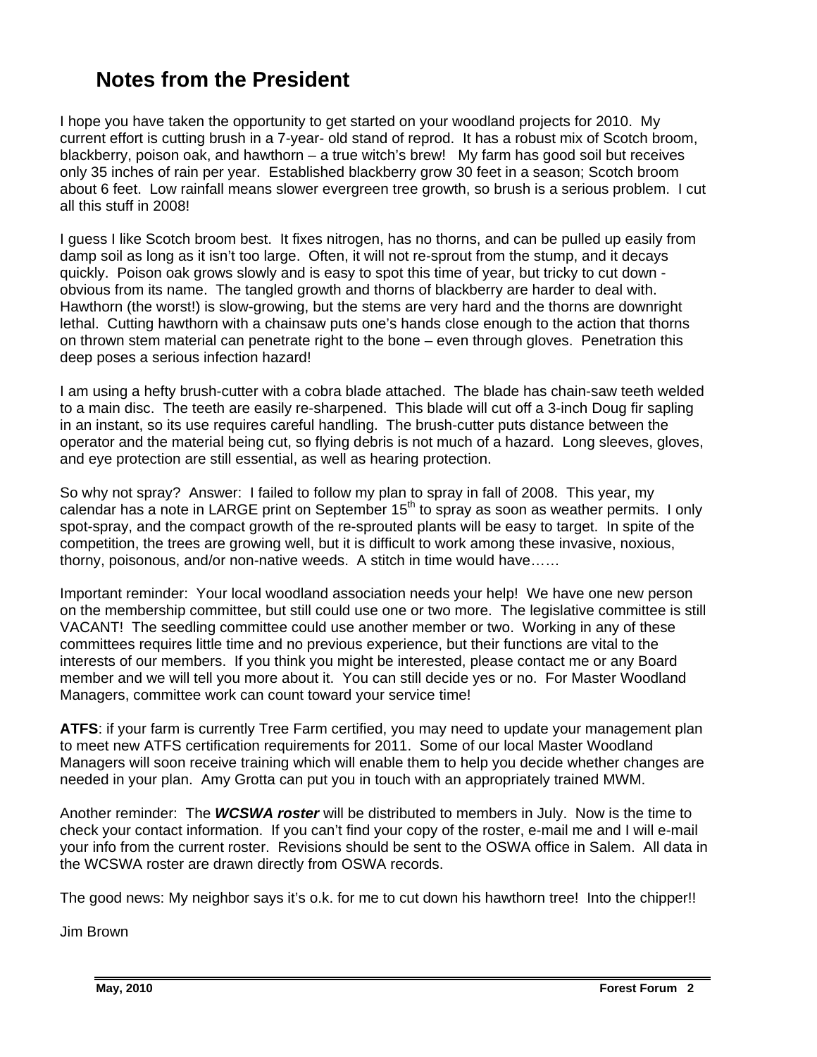# Notes from the President

I hope you have taken the opportunity to get started on your woodland projects for 2010. My current effort is cutting brush in a 7-year- old stand of reprod. It has a robust mix of Scotch broom, blackberry, poison oak, and hawthorn – a true witch's brew! My farm has good soil but receives only 35 inches of rain per year. Established blackberry grow 30 feet in a season; Scotch broom about 6 feet. Low rainfall means slower evergreen tree growth, so brush is a serious problem. I cut all this stuff in 2008!

I guess I like Scotch broom best. It fixes nitrogen, has no thorns, and can be pulled up easily from damp soil as long as it isn't too large. Often, it will not re-sprout from the stump, and it decays quickly. Poison oak grows slowly and is easy to spot this time of year, but tricky to cut down - obvious from its name. The tangled growth and thorns of blackberry are harder to deal with. Hawthorn (the worst!) is slow-growing, but the stems are very hard and the thorns are downright lethal. Cutting hawthorn with a chainsaw puts one's hands close enough to the action that thorns on thrown stem material can penetrate right to the bone – even through gloves. Penetration this deep poses a serious infection hazard!

I am using a hefty brush-cutter with a cobra blade attached. The blade has chain-saw teeth welded to a main disc. The teeth are easily re-sharpened. This blade will cut off a 3-inch Doug fir sapling in an instant, so its use requires careful handling. The brush-cutter puts distance between the operator and the material being cut, so flying debris is not much of a hazard. Long sleeves, gloves, and eye protection are still essential, as well as hearing protection.

So why not spray? Answer: I failed to follow my plan to spray in fall of 2008. This year, my calendar has a note in LARGE print on September 15th to spray as soon as weather permits. I only spot-spray, and the compact growth of the re-sprouted plants will be easy to target. In spite of the competition, the trees are growing well, but it is difficult to work among these invasive, noxious, thorny, poisonous, and/or non-native weeds. A stitch in time would have……

Important reminder: Your local woodland association needs your help! We have one new person on the membership committee, but still could use one or two more. The legislative committee is still VACANT! The seedling committee could use another member or two. Working in any of these committees requires little time and no previous experience, but their functions are vital to the interests of our members. If you think you might be interested, please contact me or any Board member and we will tell you more about it. You can still decide yes or no. For Master Woodland Managers, committee work can count toward your service time!

**ATFS**: if your farm is currently Tree Farm certified, you may need to update your management plan to meet new ATFS certification requirements for 2011. Some of our local Master Woodland Managers will soon receive training which will enable them to help you decide whether changes are needed in your plan. Amy Grotta can put you in touch with an appropriately trained MWM.

Another reminder: The ***WCSWA roster*** will be distributed to members in July. Now is the time to check your contact information. If you can't find your copy of the roster, e-mail me and I will e-mail your info from the current roster. Revisions should be sent to the OSWA office in Salem. All data in the WCSWA roster are drawn directly from OSWA records.

The good news: My neighbor says it's o.k. for me to cut down his hawthorn tree! Into the chipper!!

Jim Brown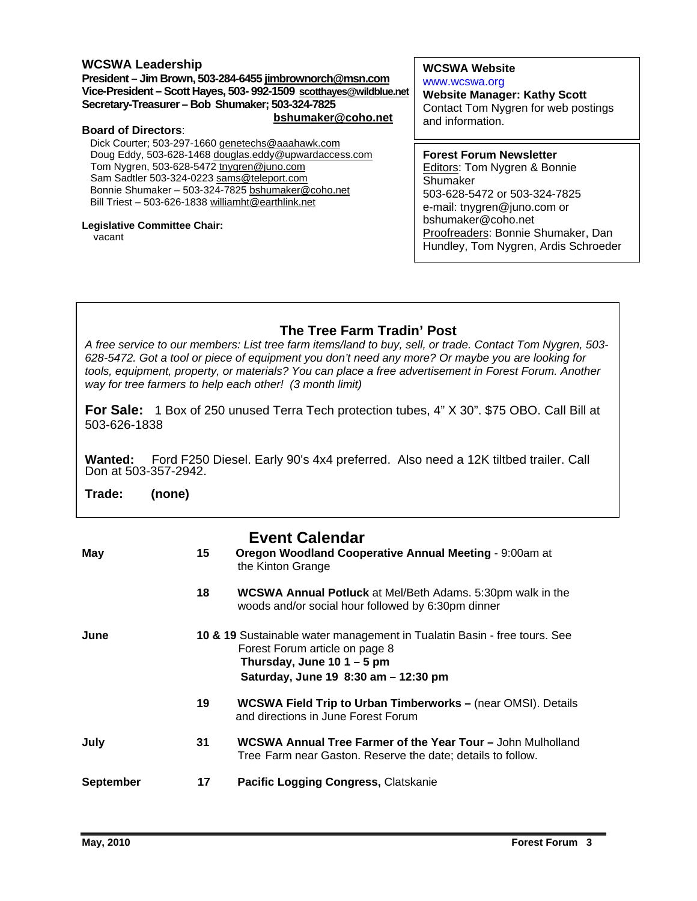## WCSWA Leadership

**President – Jim Brown, 503-284-6455 jimbrownorch@msn.com**
**Vice-President – Scott Hayes, 503- 992-1509 scotthayes@wildblue.net**
**Secretary-Treasurer – Bob Shumaker; 503-324-7825 bshumaker@coho.net**

**Board of Directors**:

Dick Courter; 503-297-1660 genetechs@aaahawk.com
Doug Eddy, 503-628-1468 douglas.eddy@upwardaccess.com
Tom Nygren, 503-628-5472 tnygren@juno.com
Sam Sadtler 503-324-0223 sams@teleport.com
Bonnie Shumaker – 503-324-7825 bshumaker@coho.net
Bill Triest – 503-626-1838 williamht@earthlink.net

**Legislative Committee Chair:**
vacant

**WCSWA Website**
www.wcswa.org
**Website Manager: Kathy Scott**
Contact Tom Nygren for web postings and information.

**Forest Forum Newsletter**
Editors: Tom Nygren & Bonnie Shumaker
503-628-5472 or 503-324-7825
e-mail: tnygren@juno.com or bshumaker@coho.net
Proofreaders: Bonnie Shumaker, Dan Hundley, Tom Nygren, Ardis Schroeder

## The Tree Farm Tradin' Post

*A free service to our members: List tree farm items/land to buy, sell, or trade. Contact Tom Nygren, 503-628-5472. Got a tool or piece of equipment you don't need any more? Or maybe you are looking for tools, equipment, property, or materials? You can place a free advertisement in Forest Forum. Another way for tree farmers to help each other! (3 month limit)*

**For Sale:** 1 Box of 250 unused Terra Tech protection tubes, 4" X 30". $75 OBO. Call Bill at 503-626-1838

**Wanted:** Ford F250 Diesel. Early 90's 4x4 preferred. Also need a 12K tiltbed trailer. Call Don at 503-357-2942.

**Trade:** **(none)**

## Event Calendar

| | | |
|---|---|---|
| **May** | **15** | **Oregon Woodland Cooperative Annual Meeting** - 9:00am at the Kinton Grange |
| | **18** | **WCSWA Annual Potluck** at Mel/Beth Adams. 5:30pm walk in the woods and/or social hour followed by 6:30pm dinner |
| **June** | **10 & 19** | Sustainable water management in Tualatin Basin - free tours. See Forest Forum article on page 8<br>**Thursday, June 10 1 – 5 pm**<br>**Saturday, June 19 8:30 am – 12:30 pm** |
| | **19** | **WCSWA Field Trip to Urban Timberworks –** (near OMSI). Details and directions in June Forest Forum |
| **July** | **31** | **WCSWA Annual Tree Farmer of the Year Tour –** John Mulholland Tree Farm near Gaston. Reserve the date; details to follow. |
| **September** | **17** | **Pacific Logging Congress,** Clatskanie |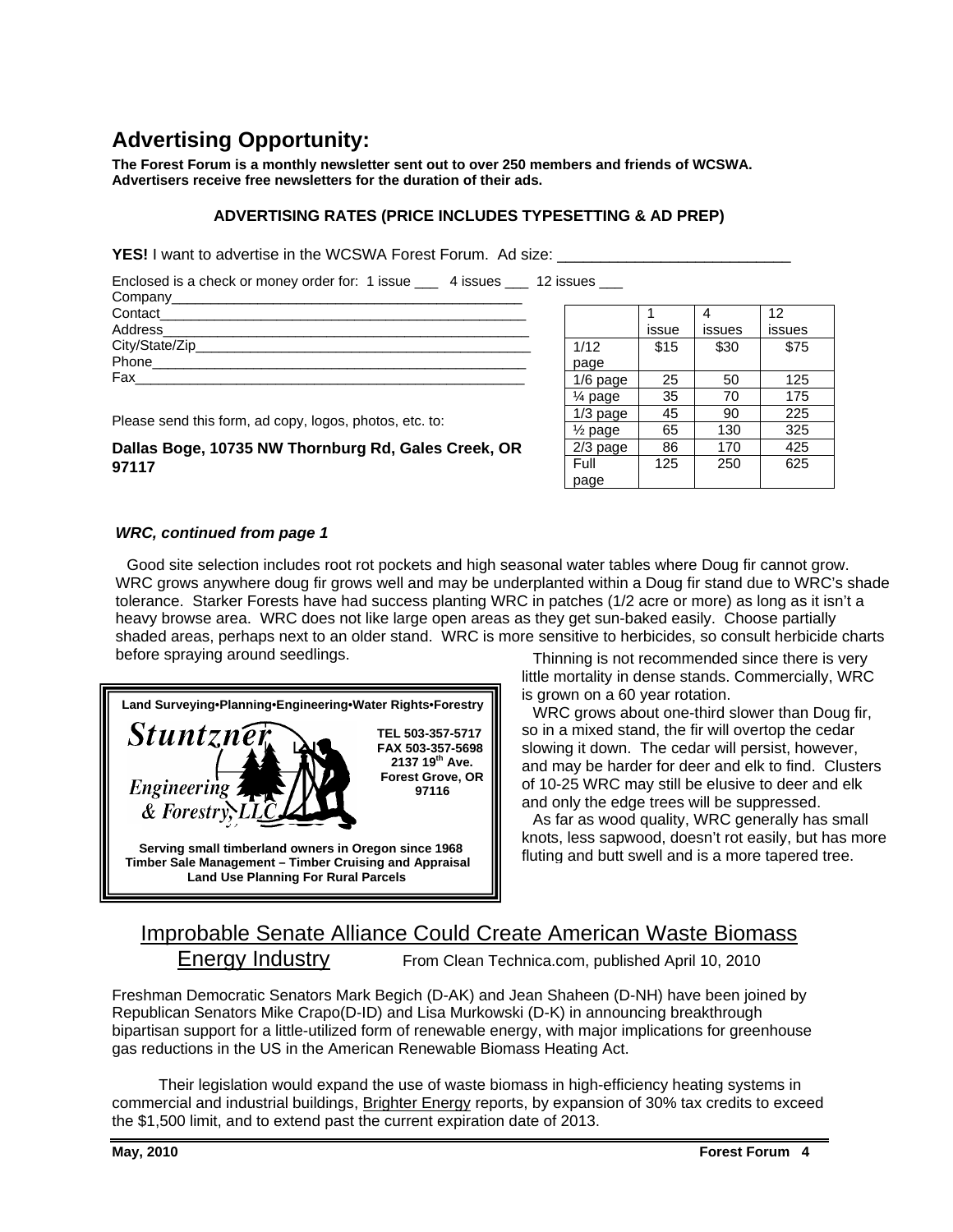## Advertising Opportunity:

**The Forest Forum is a monthly newsletter sent out to over 250 members and friends of WCSWA. Advertisers receive free newsletters for the duration of their ads.**

**ADVERTISING RATES (PRICE INCLUDES TYPESETTING & AD PREP)**

**YES!** I want to advertise in the WCSWA Forest Forum. Ad size: ___________________________

Enclosed is a check or money order for: 1 issue ___ 4 issues ___ 12 issues ___

Company_______________________________________________

Contact________________________________________________

Address________________________________________________

City/State/Zip___________________________________________

Phone_________________________________________________

Fax___________________________________________________

Please send this form, ad copy, logos, photos, etc. to:

**Dallas Boge, 10735 NW Thornburg Rd, Gales Creek, OR 97117**

| | 1 issue | 4 issues | 12 issues |
|---|---|---|---|
| 1/12 page | $15 | $30 | $75 |
| 1/6 page | 25 | 50 | 125 |
| ¼ page | 35 | 70 | 175 |
| 1/3 page | 45 | 90 | 225 |
| ½ page | 65 | 130 | 325 |
| 2/3 page | 86 | 170 | 425 |
| Full page | 125 | 250 | 625 |

***WRC, continued from page 1***

Good site selection includes root rot pockets and high seasonal water tables where Doug fir cannot grow. WRC grows anywhere doug fir grows well and may be underplanted within a Doug fir stand due to WRC's shade tolerance. Starker Forests have had success planting WRC in patches (1/2 acre or more) as long as it isn't a heavy browse area. WRC does not like large open areas as they get sun-baked easily. Choose partially shaded areas, perhaps next to an older stand. WRC is more sensitive to herbicides, so consult herbicide charts before spraying around seedlings.

Thinning is not recommended since there is very little mortality in dense stands. Commercially, WRC is grown on a 60 year rotation.

WRC grows about one-third slower than Doug fir, so in a mixed stand, the fir will overtop the cedar slowing it down. The cedar will persist, however, and may be harder for deer and elk to find. Clusters of 10-25 WRC may still be elusive to deer and elk and only the edge trees will be suppressed.

As far as wood quality, WRC generally has small knots, less sapwood, doesn't rot easily, but has more fluting and butt swell and is a more tapered tree.

**Land Surveying•Planning•Engineering•Water Rights•Forestry**

*Stuntzner Engineering & Forestry, LLC*

**TEL 503-357-5717**
**FAX 503-357-5698**
**2137 19th Ave.**
**Forest Grove, OR 97116**

**Serving small timberland owners in Oregon since 1968**
**Timber Sale Management – Timber Cruising and Appraisal**
**Land Use Planning For Rural Parcels**

## Improbable Senate Alliance Could Create American Waste Biomass Energy Industry

From Clean Technica.com, published April 10, 2010

Freshman Democratic Senators Mark Begich (D-AK) and Jean Shaheen (D-NH) have been joined by Republican Senators Mike Crapo(D-ID) and Lisa Murkowski (D-K) in announcing breakthrough bipartisan support for a little-utilized form of renewable energy, with major implications for greenhouse gas reductions in the US in the American Renewable Biomass Heating Act.

Their legislation would expand the use of waste biomass in high-efficiency heating systems in commercial and industrial buildings, Brighter Energy reports, by expansion of 30% tax credits to exceed the $1,500 limit, and to extend past the current expiration date of 2013.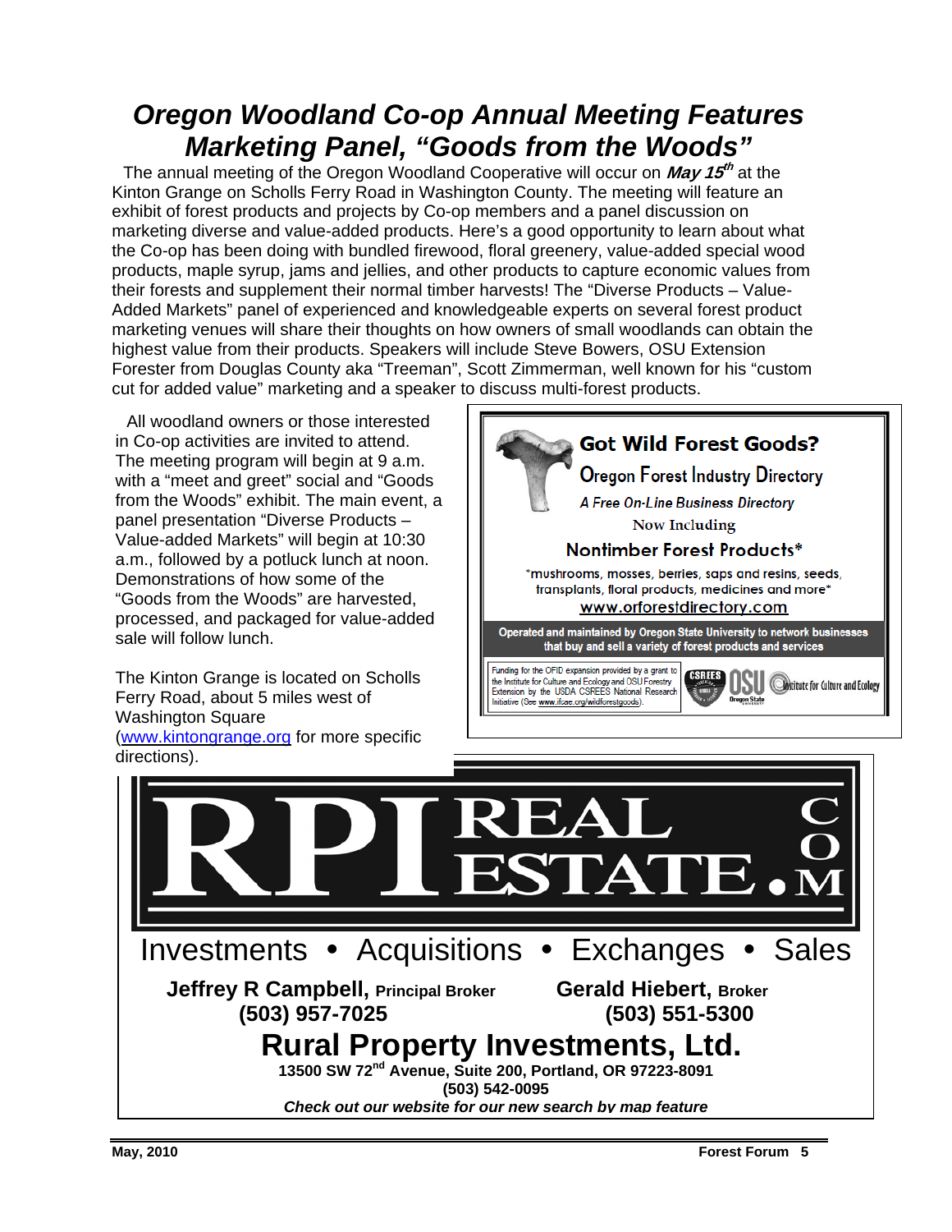# *Oregon Woodland Co-op Annual Meeting Features Marketing Panel, "Goods from the Woods"*

The annual meeting of the Oregon Woodland Cooperative will occur on ***May 15th*** at the Kinton Grange on Scholls Ferry Road in Washington County. The meeting will feature an exhibit of forest products and projects by Co-op members and a panel discussion on marketing diverse and value-added products. Here's a good opportunity to learn about what the Co-op has been doing with bundled firewood, floral greenery, value-added special wood products, maple syrup, jams and jellies, and other products to capture economic values from their forests and supplement their normal timber harvests! The "Diverse Products – Value-Added Markets" panel of experienced and knowledgeable experts on several forest product marketing venues will share their thoughts on how owners of small woodlands can obtain the highest value from their products. Speakers will include Steve Bowers, OSU Extension Forester from Douglas County aka "Treeman", Scott Zimmerman, well known for his "custom cut for added value" marketing and a speaker to discuss multi-forest products.

All woodland owners or those interested in Co-op activities are invited to attend. The meeting program will begin at 9 a.m. with a "meet and greet" social and "Goods from the Woods" exhibit. The main event, a panel presentation "Diverse Products – Value-added Markets" will begin at 10:30 a.m., followed by a potluck lunch at noon. Demonstrations of how some of the "Goods from the Woods" are harvested, processed, and packaged for value-added sale will follow lunch.

The Kinton Grange is located on Scholls Ferry Road, about 5 miles west of Washington Square (www.kintongrange.org for more specific directions).

---

**Got Wild Forest Goods?**

**Oregon Forest Industry Directory**

*A Free On-Line Business Directory*

Now Including

**Nontimber Forest Products***

*mushrooms, mosses, berries, saps and resins, seeds, transplants, floral products, medicines and more*

www.orforestdirectory.com

**Operated and maintained by Oregon State University to network businesses that buy and sell a variety of forest products and services**

Funding for the OFID expansion provided by a grant to the Institute for Culture and Ecology and OSU Forestry Extension by the USDA CSREES National Research Initiative (See www.ifcae.org/wildforestgoods).

CSREES · OSU Oregon State University · Institute for Culture and Ecology

---

**RPI REAL ESTATE.COM**

Investments • Acquisitions • Exchanges • Sales

**Jeffrey R Campbell, Principal Broker**
**(503) 957-7025**

**Gerald Hiebert, Broker**
**(503) 551-5300**

## Rural Property Investments, Ltd.

**13500 SW 72nd Avenue, Suite 200, Portland, OR 97223-8091**

**(503) 542-0095**

***Check out our website for our new search by map feature***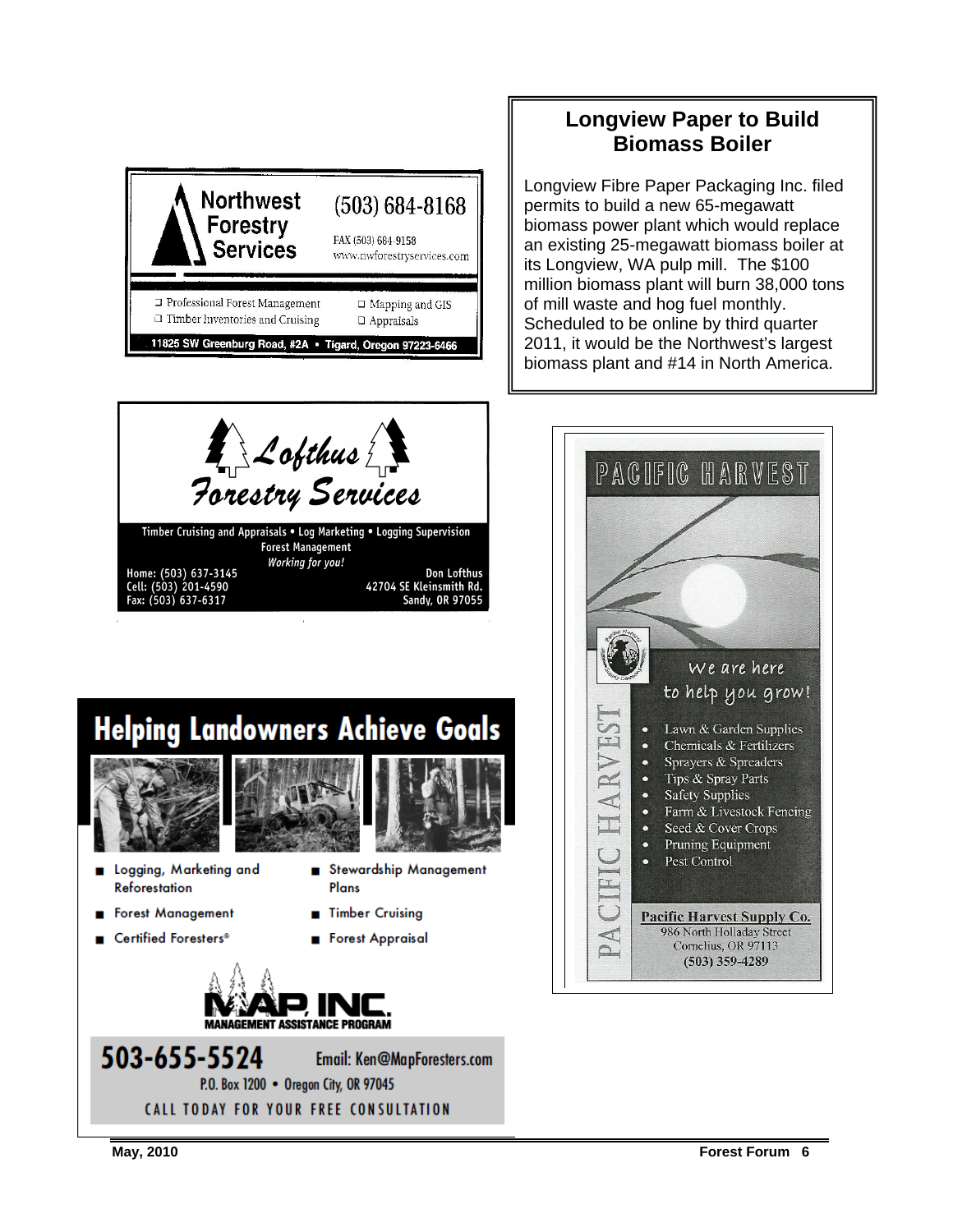**Northwest Forestry Services**

(503) 684-8168

FAX (503) 684-9158
www.nwforestryservices.com

- Professional Forest Management
- Timber Inventories and Cruising
- Mapping and GIS
- Appraisals

11825 SW Greenburg Road, #2A • Tigard, Oregon 97223-6466

## Longview Paper to Build Biomass Boiler

Longview Fibre Paper Packaging Inc. filed permits to build a new 65-megawatt biomass power plant which would replace an existing 25-megawatt biomass boiler at its Longview, WA pulp mill. The $100 million biomass plant will burn 38,000 tons of mill waste and hog fuel monthly. Scheduled to be online by third quarter 2011, it would be the Northwest's largest biomass plant and #14 in North America.

**Lofthus Forestry Services**

Timber Cruising and Appraisals • Log Marketing • Logging Supervision
Forest Management
*Working for you!*

Home: (503) 637-3145
Cell: (503) 201-4590
Fax: (503) 637-6317

Don Lofthus
42704 SE Kleinsmith Rd.
Sandy, OR 97055

**PACIFIC HARVEST**

We are here to help you grow!

- Lawn & Garden Supplies
- Chemicals & Fertilizers
- Sprayers & Spreaders
- Tips & Spray Parts
- Safety Supplies
- Farm & Livestock Fencing
- Seed & Cover Crops
- Pruning Equipment
- Pest Control

**Pacific Harvest Supply Co.**
986 North Holladay Street
Cornelius, OR 97113
(503) 359-4289

## Helping Landowners Achieve Goals

- Logging, Marketing and Reforestation
- Forest Management
- Certified Foresters®
- Stewardship Management Plans
- Timber Cruising
- Forest Appraisal

**MAP, INC.**
MANAGEMENT ASSISTANCE PROGRAM

503-655-5524 Email: Ken@MapForesters.com
P.O. Box 1200 • Oregon City, OR 97045
CALL TODAY FOR YOUR FREE CONSULTATION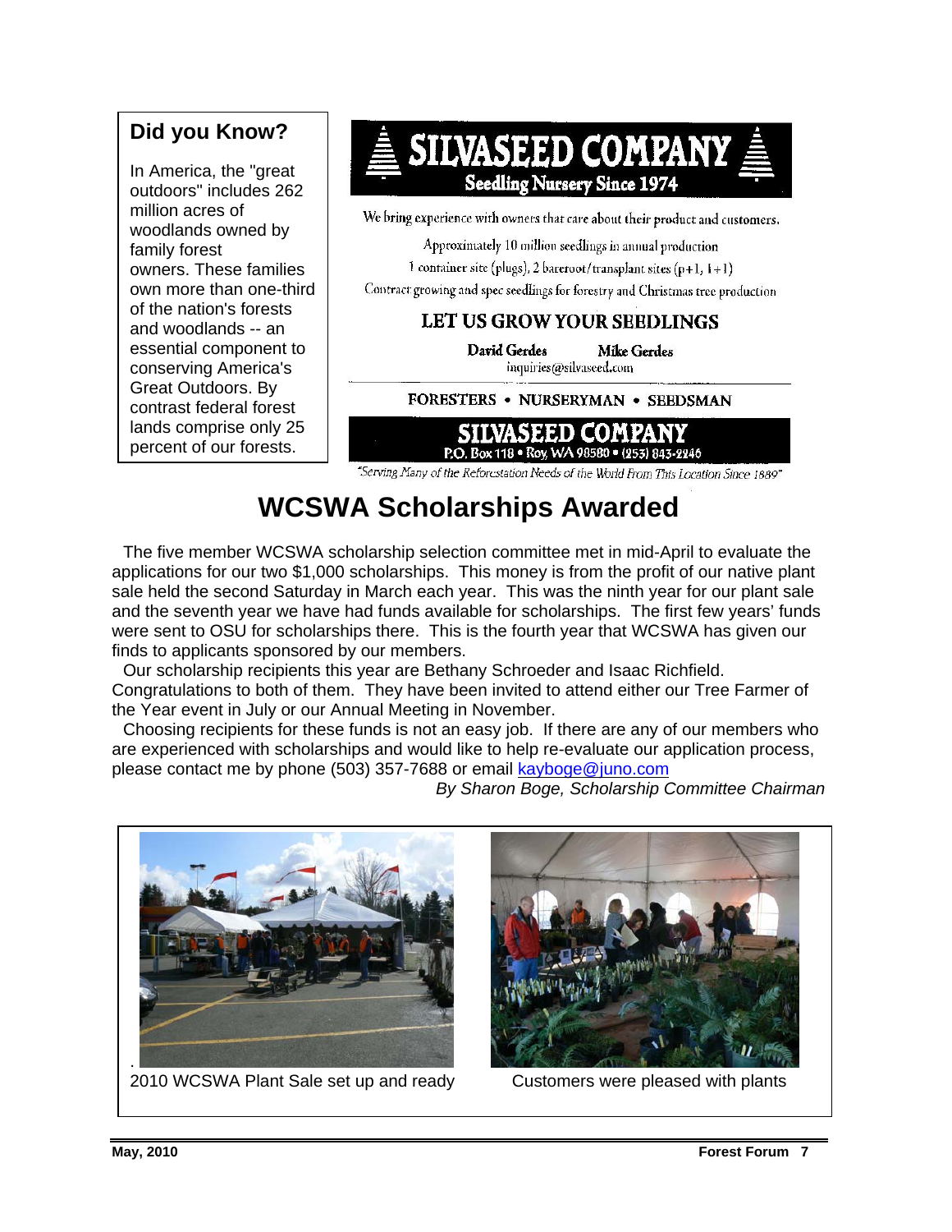**Did you Know?**

In America, the "great outdoors" includes 262 million acres of woodlands owned by family forest owners. These families own more than one-third of the nation's forests and woodlands -- an essential component to conserving America's Great Outdoors. By contrast federal forest lands comprise only 25 percent of our forests.

**SILVASEED COMPANY**

**Seedling Nursery Since 1974**

We bring experience with owners that care about their product and customers.

Approximately 10 million seedlings in annual production

1 container site (plugs), 2 bareroot/transplant sites (p+1, 1+1)

Contract growing and spec seedlings for forestry and Christmas tree production

**LET US GROW YOUR SEEDLINGS**

**David Gerdes** **Mike Gerdes**

inquiries@silvaseed.com

**FORESTERS • NURSERYMAN • SEEDSMAN**

**SILVASEED COMPANY**

P.O. Box 118 • Roy, WA 98580 • (253) 843-2246

*"Serving Many of the Reforestation Needs of the World From This Location Since 1889"*

# WCSWA Scholarships Awarded

The five member WCSWA scholarship selection committee met in mid-April to evaluate the applications for our two $1,000 scholarships. This money is from the profit of our native plant sale held the second Saturday in March each year. This was the ninth year for our plant sale and the seventh year we have had funds available for scholarships. The first few years' funds were sent to OSU for scholarships there. This is the fourth year that WCSWA has given our finds to applicants sponsored by our members.

Our scholarship recipients this year are Bethany Schroeder and Isaac Richfield. Congratulations to both of them. They have been invited to attend either our Tree Farmer of the Year event in July or our Annual Meeting in November.

Choosing recipients for these funds is not an easy job. If there are any of our members who are experienced with scholarships and would like to help re-evaluate our application process, please contact me by phone (503) 357-7688 or email kayboge@juno.com

*By Sharon Boge, Scholarship Committee Chairman*

2010 WCSWA Plant Sale set up and ready

Customers were pleased with plants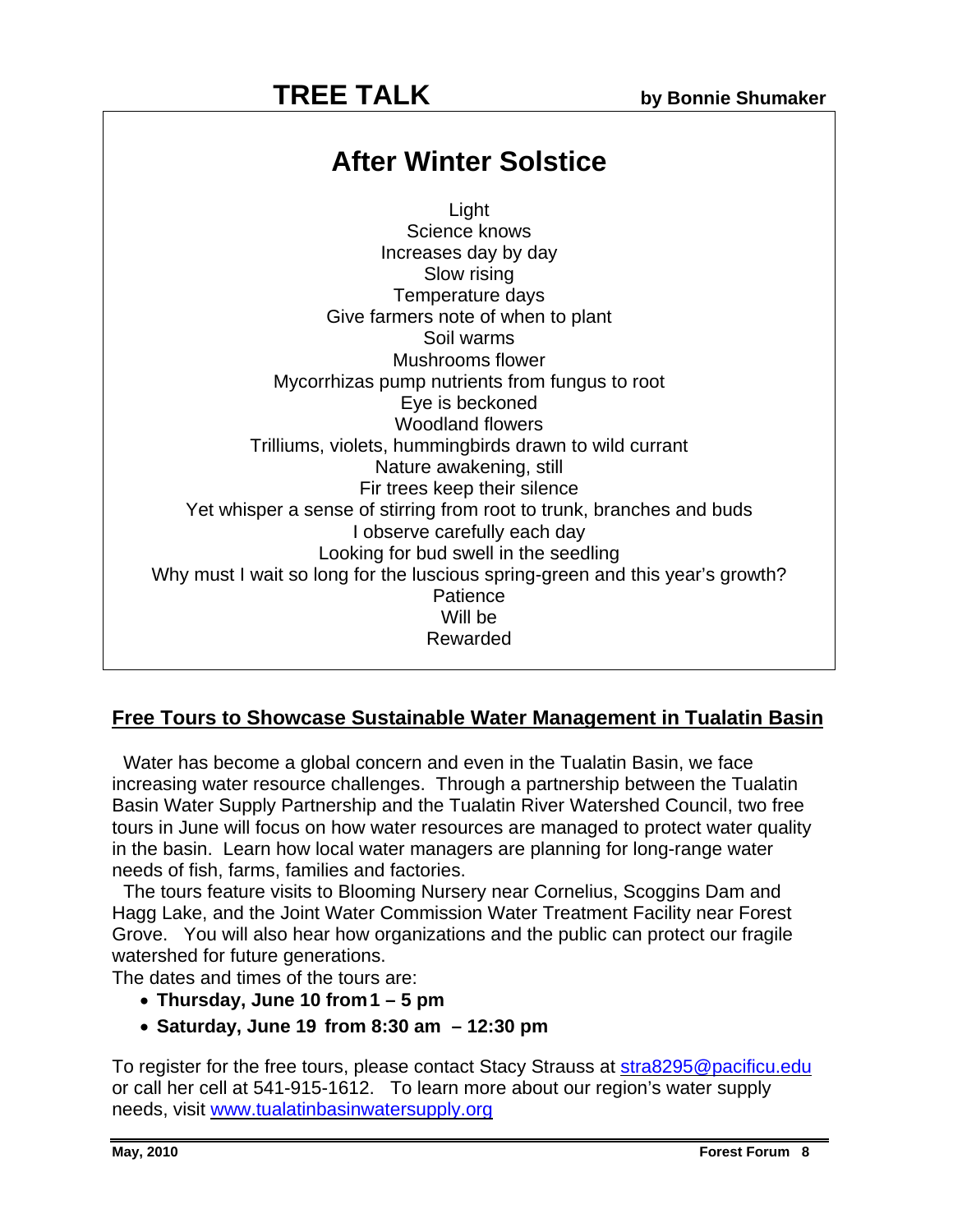# TREE TALK

**by Bonnie Shumaker**

## After Winter Solstice

Light  
Science knows  
Increases day by day  
Slow rising  
Temperature days  
Give farmers note of when to plant  
Soil warms  
Mushrooms flower  
Mycorrhizas pump nutrients from fungus to root  
Eye is beckoned  
Woodland flowers  
Trilliums, violets, hummingbirds drawn to wild currant  
Nature awakening, still  
Fir trees keep their silence  
Yet whisper a sense of stirring from root to trunk, branches and buds  
I observe carefully each day  
Looking for bud swell in the seedling  
Why must I wait so long for the luscious spring-green and this year's growth?  
Patience  
Will be  
Rewarded

## Free Tours to Showcase Sustainable Water Management in Tualatin Basin

Water has become a global concern and even in the Tualatin Basin, we face increasing water resource challenges. Through a partnership between the Tualatin Basin Water Supply Partnership and the Tualatin River Watershed Council, two free tours in June will focus on how water resources are managed to protect water quality in the basin. Learn how local water managers are planning for long-range water needs of fish, farms, families and factories.

The tours feature visits to Blooming Nursery near Cornelius, Scoggins Dam and Hagg Lake, and the Joint Water Commission Water Treatment Facility near Forest Grove. You will also hear how organizations and the public can protect our fragile watershed for future generations.

The dates and times of the tours are:

- **Thursday, June 10 from 1 – 5 pm**
- **Saturday, June 19 from 8:30 am – 12:30 pm**

To register for the free tours, please contact Stacy Strauss at stra8295@pacificu.edu or call her cell at 541-915-1612. To learn more about our region's water supply needs, visit www.tualatinbasinwatersupply.org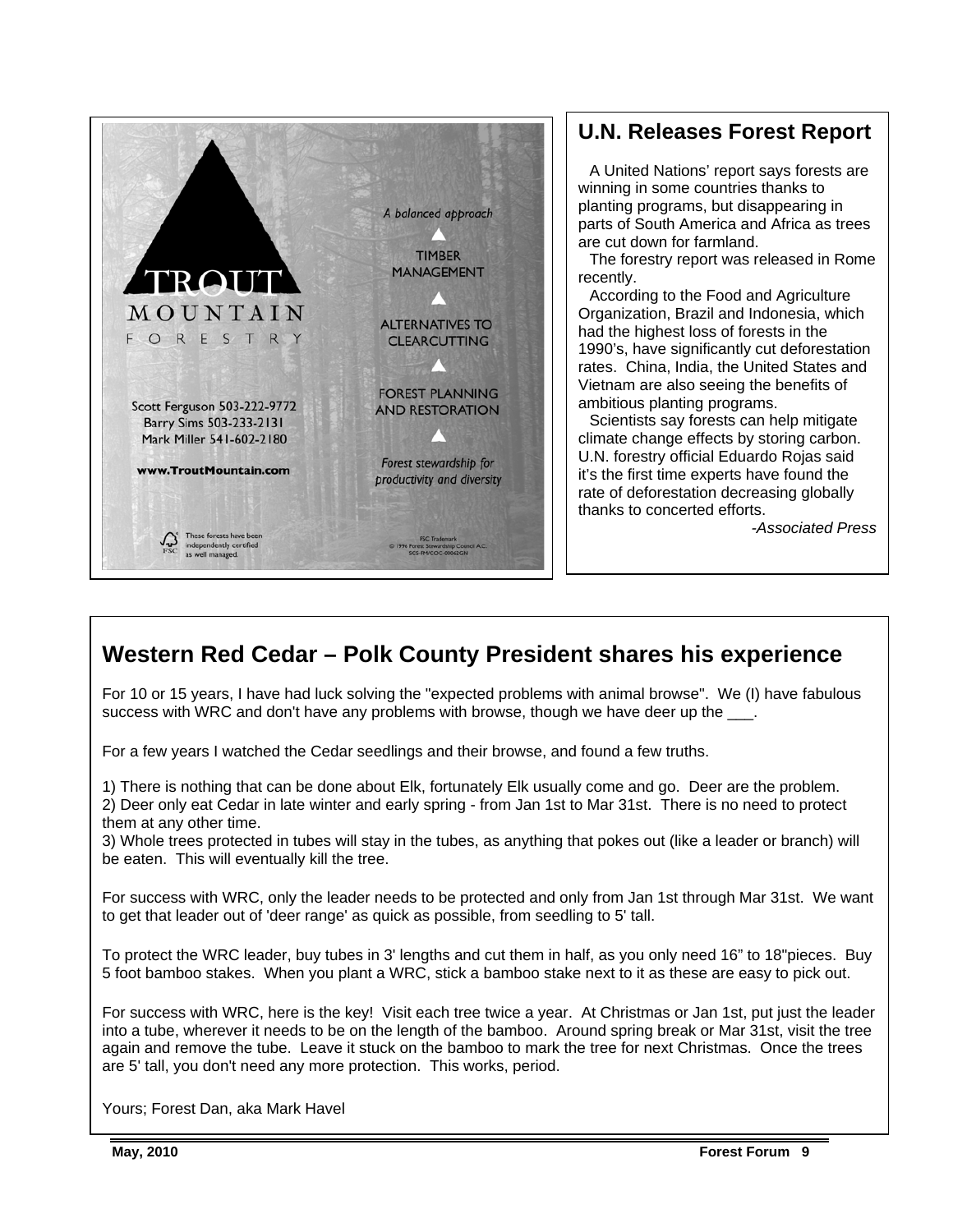TROUT MOUNTAIN FORESTRY

Scott Ferguson 503-222-9772
Barry Sims 503-233-2131
Mark Miller 541-602-2180

www.TroutMountain.com

*A balanced approach*

TIMBER MANAGEMENT

ALTERNATIVES TO CLEARCUTTING

FOREST PLANNING AND RESTORATION

*Forest stewardship for productivity and diversity*

These forests have been independently certified as well managed.

FSC Trademark
© 1996 Forest Stewardship Council A.C.
SCS-FM/COC-00062GN

## U.N. Releases Forest Report

A United Nations' report says forests are winning in some countries thanks to planting programs, but disappearing in parts of South America and Africa as trees are cut down for farmland.

The forestry report was released in Rome recently.

According to the Food and Agriculture Organization, Brazil and Indonesia, which had the highest loss of forests in the 1990's, have significantly cut deforestation rates. China, India, the United States and Vietnam are also seeing the benefits of ambitious planting programs.

Scientists say forests can help mitigate climate change effects by storing carbon. U.N. forestry official Eduardo Rojas said it's the first time experts have found the rate of deforestation decreasing globally thanks to concerted efforts.

*-Associated Press*

## Western Red Cedar – Polk County President shares his experience

For 10 or 15 years, I have had luck solving the "expected problems with animal browse". We (I) have fabulous success with WRC and don't have any problems with browse, though we have deer up the ___.

For a few years I watched the Cedar seedlings and their browse, and found a few truths.

1) There is nothing that can be done about Elk, fortunately Elk usually come and go. Deer are the problem.
2) Deer only eat Cedar in late winter and early spring - from Jan 1st to Mar 31st. There is no need to protect them at any other time.
3) Whole trees protected in tubes will stay in the tubes, as anything that pokes out (like a leader or branch) will be eaten. This will eventually kill the tree.

For success with WRC, only the leader needs to be protected and only from Jan 1st through Mar 31st. We want to get that leader out of 'deer range' as quick as possible, from seedling to 5' tall.

To protect the WRC leader, buy tubes in 3' lengths and cut them in half, as you only need 16" to 18"pieces. Buy 5 foot bamboo stakes. When you plant a WRC, stick a bamboo stake next to it as these are easy to pick out.

For success with WRC, here is the key! Visit each tree twice a year. At Christmas or Jan 1st, put just the leader into a tube, wherever it needs to be on the length of the bamboo. Around spring break or Mar 31st, visit the tree again and remove the tube. Leave it stuck on the bamboo to mark the tree for next Christmas. Once the trees are 5' tall, you don't need any more protection. This works, period.

Yours; Forest Dan, aka Mark Havel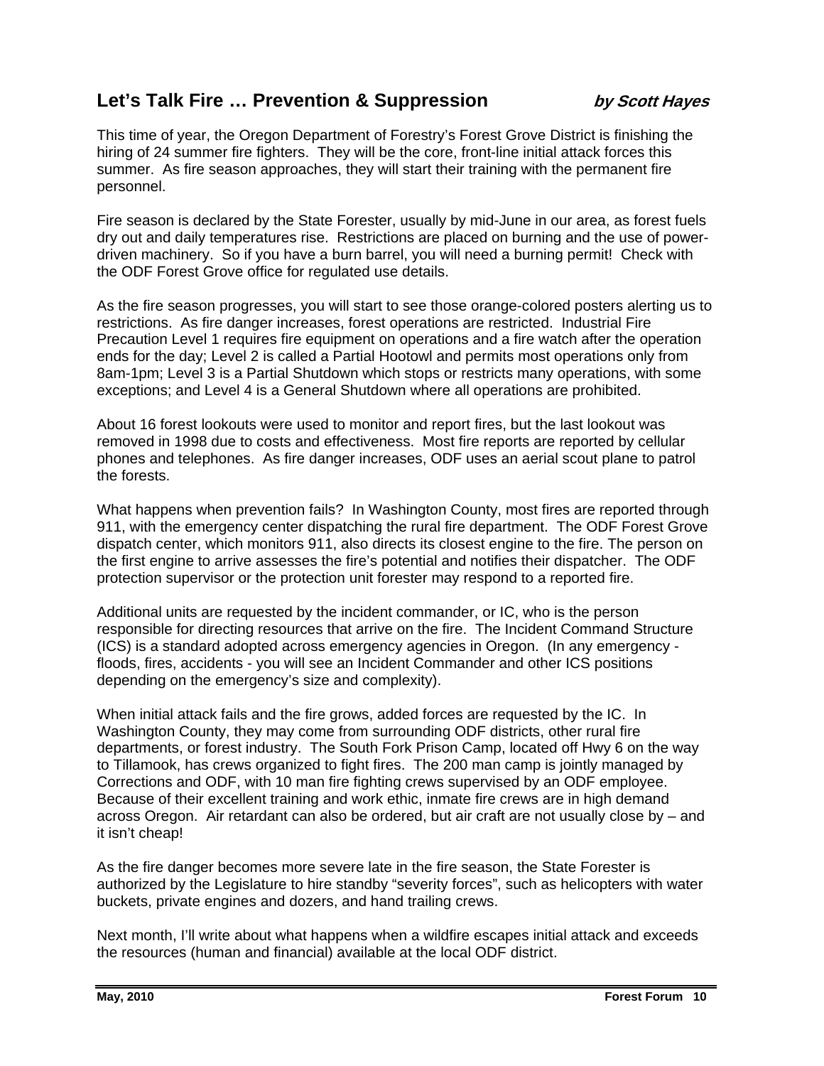## Let's Talk Fire … Prevention & Suppression *by Scott Hayes*

This time of year, the Oregon Department of Forestry's Forest Grove District is finishing the hiring of 24 summer fire fighters. They will be the core, front-line initial attack forces this summer. As fire season approaches, they will start their training with the permanent fire personnel.

Fire season is declared by the State Forester, usually by mid-June in our area, as forest fuels dry out and daily temperatures rise. Restrictions are placed on burning and the use of power-driven machinery. So if you have a burn barrel, you will need a burning permit! Check with the ODF Forest Grove office for regulated use details.

As the fire season progresses, you will start to see those orange-colored posters alerting us to restrictions. As fire danger increases, forest operations are restricted. Industrial Fire Precaution Level 1 requires fire equipment on operations and a fire watch after the operation ends for the day; Level 2 is called a Partial Hootowl and permits most operations only from 8am-1pm; Level 3 is a Partial Shutdown which stops or restricts many operations, with some exceptions; and Level 4 is a General Shutdown where all operations are prohibited.

About 16 forest lookouts were used to monitor and report fires, but the last lookout was removed in 1998 due to costs and effectiveness. Most fire reports are reported by cellular phones and telephones. As fire danger increases, ODF uses an aerial scout plane to patrol the forests.

What happens when prevention fails? In Washington County, most fires are reported through 911, with the emergency center dispatching the rural fire department. The ODF Forest Grove dispatch center, which monitors 911, also directs its closest engine to the fire. The person on the first engine to arrive assesses the fire's potential and notifies their dispatcher. The ODF protection supervisor or the protection unit forester may respond to a reported fire.

Additional units are requested by the incident commander, or IC, who is the person responsible for directing resources that arrive on the fire. The Incident Command Structure (ICS) is a standard adopted across emergency agencies in Oregon. (In any emergency - floods, fires, accidents - you will see an Incident Commander and other ICS positions depending on the emergency's size and complexity).

When initial attack fails and the fire grows, added forces are requested by the IC. In Washington County, they may come from surrounding ODF districts, other rural fire departments, or forest industry. The South Fork Prison Camp, located off Hwy 6 on the way to Tillamook, has crews organized to fight fires. The 200 man camp is jointly managed by Corrections and ODF, with 10 man fire fighting crews supervised by an ODF employee. Because of their excellent training and work ethic, inmate fire crews are in high demand across Oregon. Air retardant can also be ordered, but air craft are not usually close by – and it isn't cheap!

As the fire danger becomes more severe late in the fire season, the State Forester is authorized by the Legislature to hire standby "severity forces", such as helicopters with water buckets, private engines and dozers, and hand trailing crews.

Next month, I'll write about what happens when a wildfire escapes initial attack and exceeds the resources (human and financial) available at the local ODF district.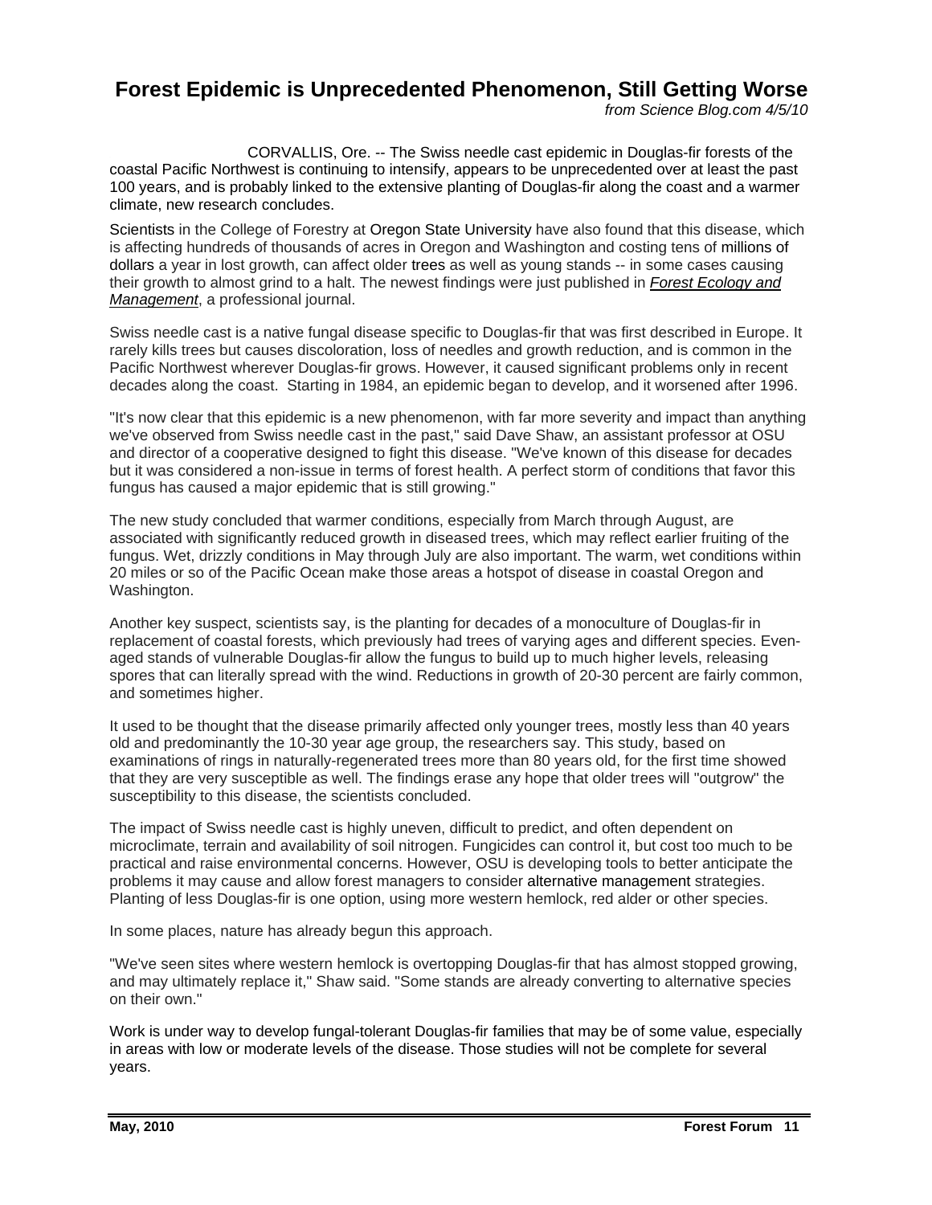# Forest Epidemic is Unprecedented Phenomenon, Still Getting Worse

*from Science Blog.com 4/5/10*

CORVALLIS, Ore. -- The Swiss needle cast epidemic in Douglas-fir forests of the coastal Pacific Northwest is continuing to intensify, appears to be unprecedented over at least the past 100 years, and is probably linked to the extensive planting of Douglas-fir along the coast and a warmer climate, new research concludes.

Scientists in the College of Forestry at Oregon State University have also found that this disease, which is affecting hundreds of thousands of acres in Oregon and Washington and costing tens of millions of dollars a year in lost growth, can affect older trees as well as young stands -- in some cases causing their growth to almost grind to a halt. The newest findings were just published in ***Forest Ecology and Management***, a professional journal.

Swiss needle cast is a native fungal disease specific to Douglas-fir that was first described in Europe. It rarely kills trees but causes discoloration, loss of needles and growth reduction, and is common in the Pacific Northwest wherever Douglas-fir grows. However, it caused significant problems only in recent decades along the coast. Starting in 1984, an epidemic began to develop, and it worsened after 1996.

"It's now clear that this epidemic is a new phenomenon, with far more severity and impact than anything we've observed from Swiss needle cast in the past," said Dave Shaw, an assistant professor at OSU and director of a cooperative designed to fight this disease. "We've known of this disease for decades but it was considered a non-issue in terms of forest health. A perfect storm of conditions that favor this fungus has caused a major epidemic that is still growing."

The new study concluded that warmer conditions, especially from March through August, are associated with significantly reduced growth in diseased trees, which may reflect earlier fruiting of the fungus. Wet, drizzly conditions in May through July are also important. The warm, wet conditions within 20 miles or so of the Pacific Ocean make those areas a hotspot of disease in coastal Oregon and Washington.

Another key suspect, scientists say, is the planting for decades of a monoculture of Douglas-fir in replacement of coastal forests, which previously had trees of varying ages and different species. Even-aged stands of vulnerable Douglas-fir allow the fungus to build up to much higher levels, releasing spores that can literally spread with the wind. Reductions in growth of 20-30 percent are fairly common, and sometimes higher.

It used to be thought that the disease primarily affected only younger trees, mostly less than 40 years old and predominantly the 10-30 year age group, the researchers say. This study, based on examinations of rings in naturally-regenerated trees more than 80 years old, for the first time showed that they are very susceptible as well. The findings erase any hope that older trees will "outgrow" the susceptibility to this disease, the scientists concluded.

The impact of Swiss needle cast is highly uneven, difficult to predict, and often dependent on microclimate, terrain and availability of soil nitrogen. Fungicides can control it, but cost too much to be practical and raise environmental concerns. However, OSU is developing tools to better anticipate the problems it may cause and allow forest managers to consider alternative management strategies. Planting of less Douglas-fir is one option, using more western hemlock, red alder or other species.

In some places, nature has already begun this approach.

"We've seen sites where western hemlock is overtopping Douglas-fir that has almost stopped growing, and may ultimately replace it," Shaw said. "Some stands are already converting to alternative species on their own."

Work is under way to develop fungal-tolerant Douglas-fir families that may be of some value, especially in areas with low or moderate levels of the disease. Those studies will not be complete for several years.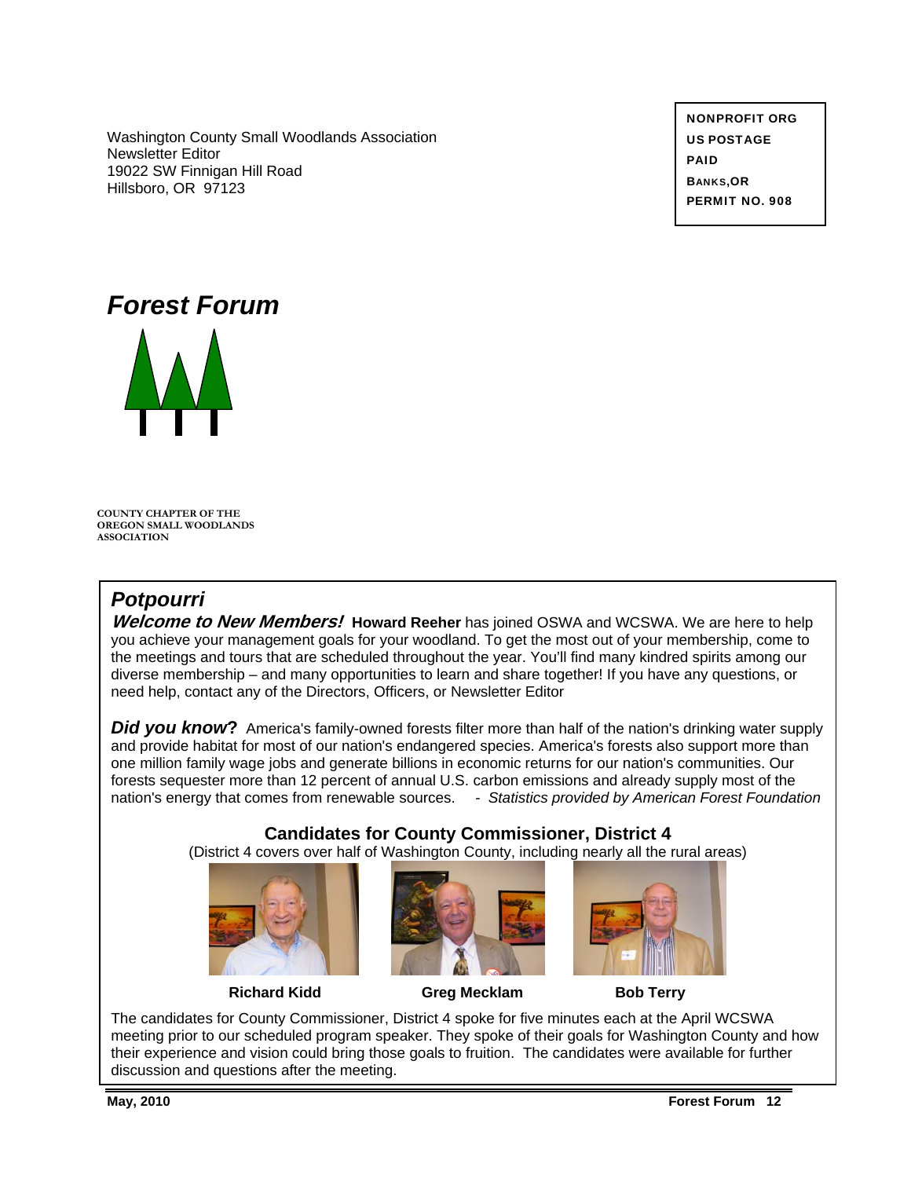Washington County Small Woodlands Association
Newsletter Editor
19022 SW Finnigan Hill Road
Hillsboro, OR 97123

NONPROFIT ORG
US POSTAGE
PAID
BANKS,OR
PERMIT NO. 908

# *Forest Forum*

COUNTY CHAPTER OF THE OREGON SMALL WOODLANDS ASSOCIATION

## *Potpourri*

***Welcome to New Members!*** **Howard Reeher** has joined OSWA and WCSWA. We are here to help you achieve your management goals for your woodland. To get the most out of your membership, come to the meetings and tours that are scheduled throughout the year. You'll find many kindred spirits among our diverse membership – and many opportunities to learn and share together! If you have any questions, or need help, contact any of the Directors, Officers, or Newsletter Editor

***Did you know*?** America's family-owned forests filter more than half of the nation's drinking water supply and provide habitat for most of our nation's endangered species. America's forests also support more than one million family wage jobs and generate billions in economic returns for our nation's communities. Our forests sequester more than 12 percent of annual U.S. carbon emissions and already supply most of the nation's energy that comes from renewable sources. - *Statistics provided by American Forest Foundation*

### Candidates for County Commissioner, District 4

(District 4 covers over half of Washington County, including nearly all the rural areas)

**Richard Kidd** **Greg Mecklam** **Bob Terry**

The candidates for County Commissioner, District 4 spoke for five minutes each at the April WCSWA meeting prior to our scheduled program speaker. They spoke of their goals for Washington County and how their experience and vision could bring those goals to fruition. The candidates were available for further discussion and questions after the meeting.